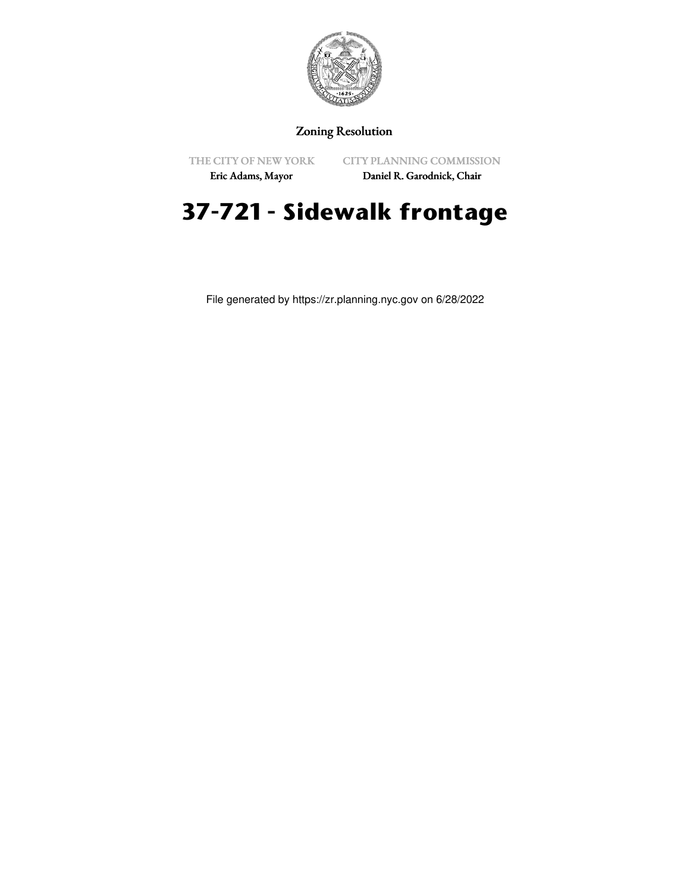Zoning Resolution

THE CITY OF NEW YORK

Eric Adams, Mayor

CITY PLANNING COMMISSION

Daniel R. Garodnick, Chair

# 37-721 - Sidewalk frontage

File generated by https://zr.planning.nyc.gov on 6/28/2022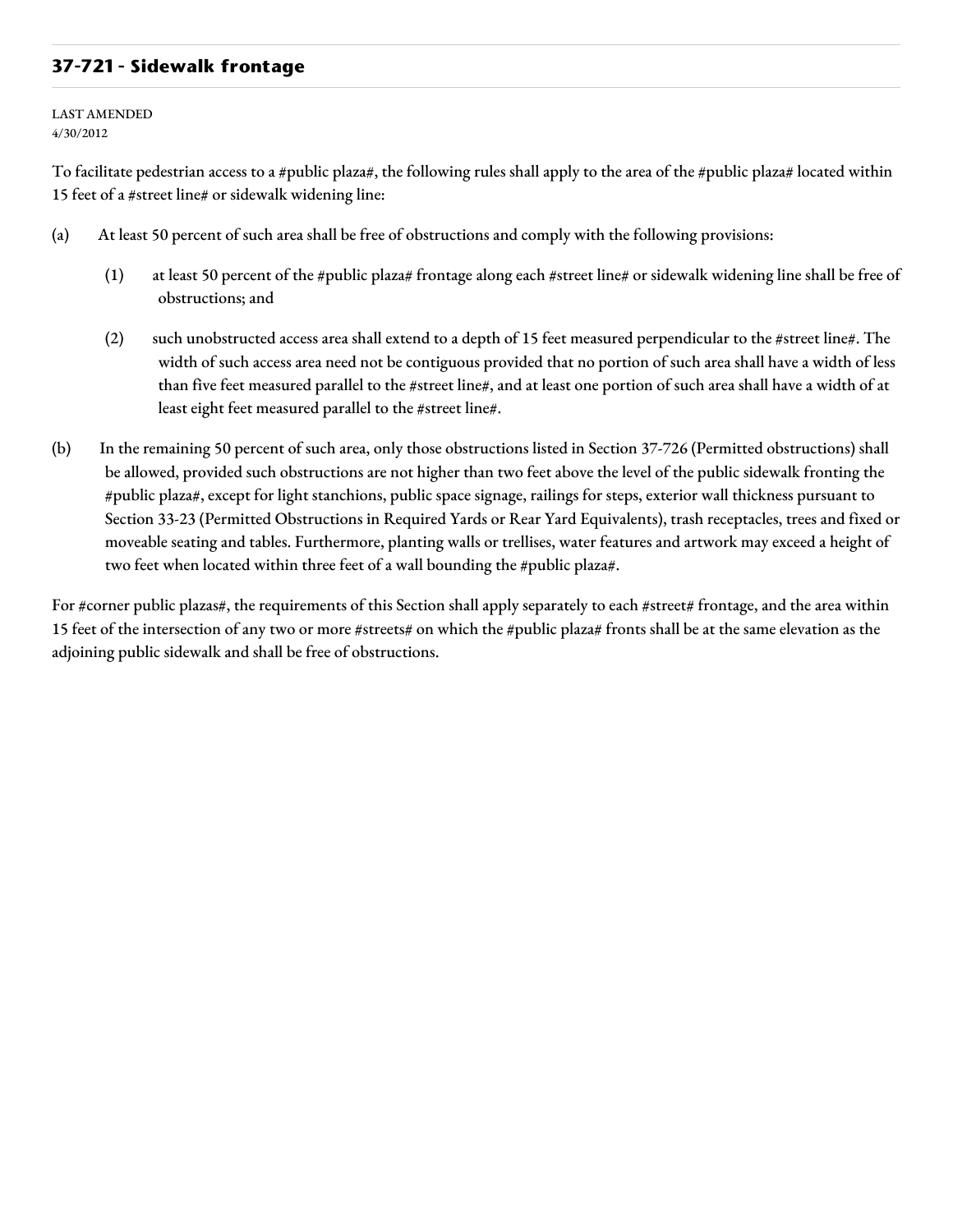## 37-721 - Sidewalk frontage

LAST AMENDED
4/30/2012

To facilitate pedestrian access to a #public plaza#, the following rules shall apply to the area of the #public plaza# located within 15 feet of a #street line# or sidewalk widening line:

(a) At least 50 percent of such area shall be free of obstructions and comply with the following provisions:

 (1) at least 50 percent of the #public plaza# frontage along each #street line# or sidewalk widening line shall be free of obstructions; and

 (2) such unobstructed access area shall extend to a depth of 15 feet measured perpendicular to the #street line#. The width of such access area need not be contiguous provided that no portion of such area shall have a width of less than five feet measured parallel to the #street line#, and at least one portion of such area shall have a width of at least eight feet measured parallel to the #street line#.

(b) In the remaining 50 percent of such area, only those obstructions listed in Section 37-726 (Permitted obstructions) shall be allowed, provided such obstructions are not higher than two feet above the level of the public sidewalk fronting the #public plaza#, except for light stanchions, public space signage, railings for steps, exterior wall thickness pursuant to Section 33-23 (Permitted Obstructions in Required Yards or Rear Yard Equivalents), trash receptacles, trees and fixed or moveable seating and tables. Furthermore, planting walls or trellises, water features and artwork may exceed a height of two feet when located within three feet of a wall bounding the #public plaza#.

For #corner public plazas#, the requirements of this Section shall apply separately to each #street# frontage, and the area within 15 feet of the intersection of any two or more #streets# on which the #public plaza# fronts shall be at the same elevation as the adjoining public sidewalk and shall be free of obstructions.